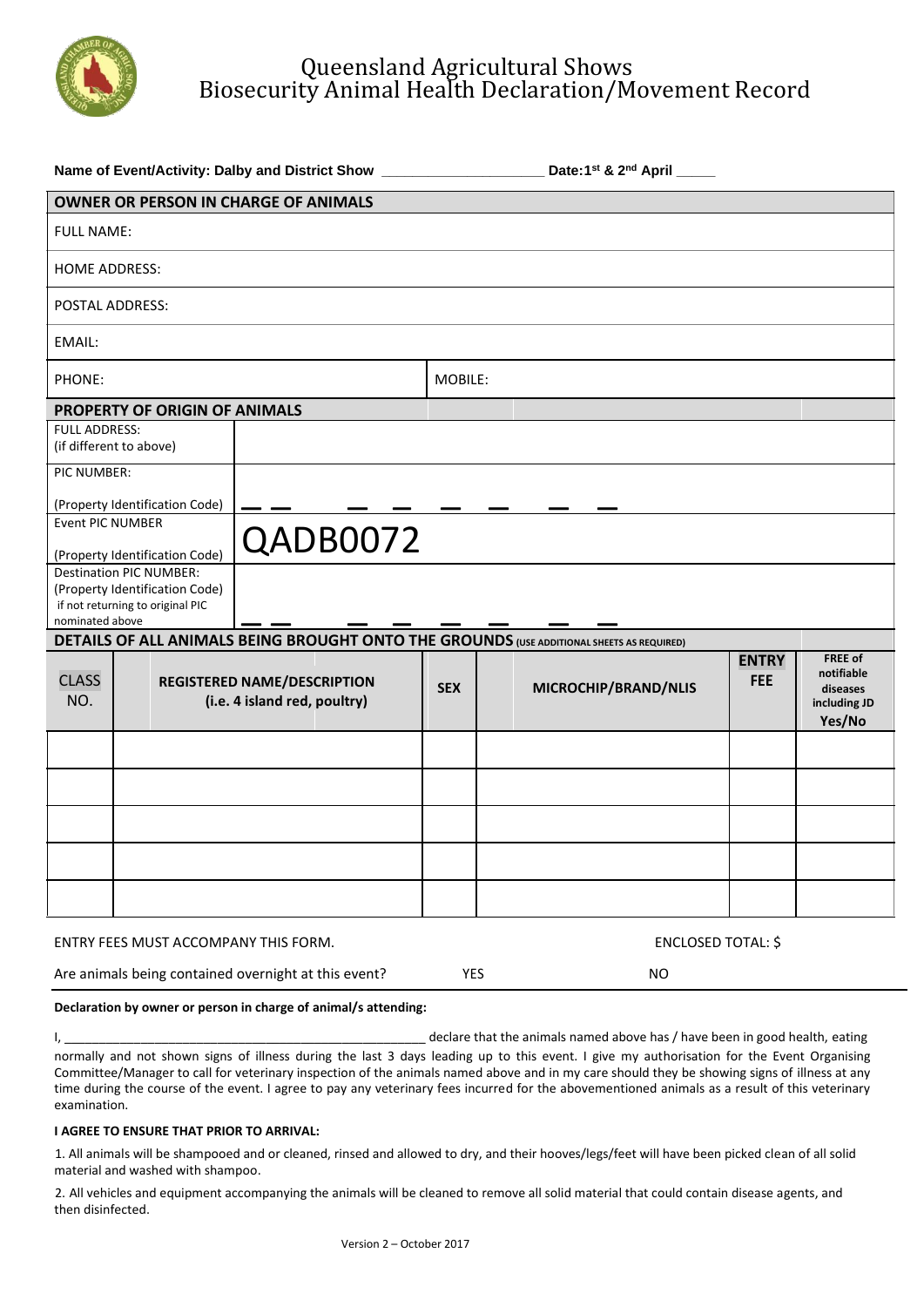# Queensland Agricultural Shows
## Biosecurity Animal Health Declaration/Movement Record

**Name of Event/Activity: Dalby and District Show** ____________________ **Date:1st & 2nd April** _____

| OWNER OR PERSON IN CHARGE OF ANIMALS | |
|---|---|
| FULL NAME: | |
| HOME ADDRESS: | |
| POSTAL ADDRESS: | |
| EMAIL: | |
| PHONE: | MOBILE: |

| PROPERTY OF ORIGIN OF ANIMALS | |
|---|---|
| FULL ADDRESS: (if different to above) | |
| PIC NUMBER: (Property Identification Code) | _ _ _ _ _ _ _ _ |
| Event PIC NUMBER (Property Identification Code) | QADB0072 |
| Destination PIC NUMBER: (Property Identification Code) if not returning to original PIC nominated above | _ _ _ _ _ _ _ _ |

**DETAILS OF ALL ANIMALS BEING BROUGHT ONTO THE GROUNDS** (USE ADDITIONAL SHEETS AS REQUIRED)

| CLASS NO. | REGISTERED NAME/DESCRIPTION (i.e. 4 island red, poultry) | SEX | MICROCHIP/BRAND/NLIS | ENTRY FEE | FREE of notifiable diseases including JD Yes/No |
|---|---|---|---|---|---|
| | | | | | |
| | | | | | |
| | | | | | |
| | | | | | |
| | | | | | |

ENTRY FEES MUST ACCOMPANY THIS FORM. ENCLOSED TOTAL: $

Are animals being contained overnight at this event? YES NO

**Declaration by owner or person in charge of animal/s attending:**

I, ____________________________________________________ declare that the animals named above has / have been in good health, eating normally and not shown signs of illness during the last 3 days leading up to this event. I give my authorisation for the Event Organising Committee/Manager to call for veterinary inspection of the animals named above and in my care should they be showing signs of illness at any time during the course of the event. I agree to pay any veterinary fees incurred for the abovementioned animals as a result of this veterinary examination.

**I AGREE TO ENSURE THAT PRIOR TO ARRIVAL:**

1. All animals will be shampooed and or cleaned, rinsed and allowed to dry, and their hooves/legs/feet will have been picked clean of all solid material and washed with shampoo.

2. All vehicles and equipment accompanying the animals will be cleaned to remove all solid material that could contain disease agents, and then disinfected.

Version 2 – October 2017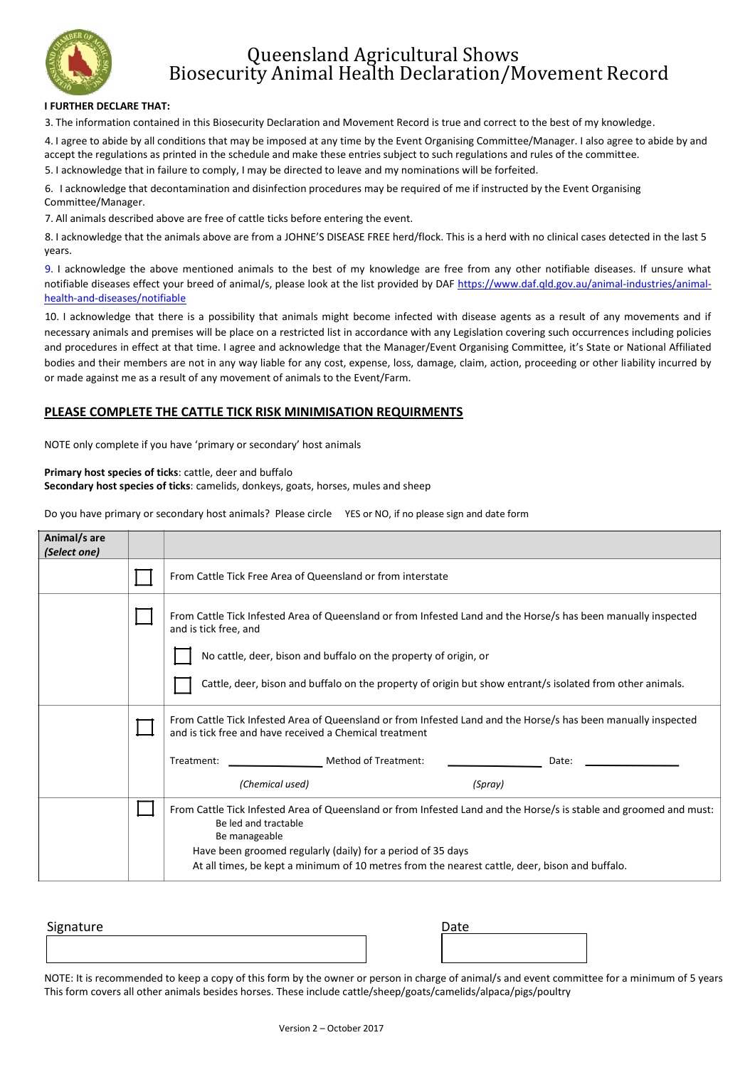# Queensland Agricultural Shows
# Biosecurity Animal Health Declaration/Movement Record

**I FURTHER DECLARE THAT:**

3. The information contained in this Biosecurity Declaration and Movement Record is true and correct to the best of my knowledge.

4. I agree to abide by all conditions that may be imposed at any time by the Event Organising Committee/Manager. I also agree to abide by and accept the regulations as printed in the schedule and make these entries subject to such regulations and rules of the committee.

5. I acknowledge that in failure to comply, I may be directed to leave and my nominations will be forfeited.

6. I acknowledge that decontamination and disinfection procedures may be required of me if instructed by the Event Organising Committee/Manager.

7. All animals described above are free of cattle ticks before entering the event.

8. I acknowledge that the animals above are from a JOHNE'S DISEASE FREE herd/flock. This is a herd with no clinical cases detected in the last 5 years.

9. I acknowledge the above mentioned animals to the best of my knowledge are free from any other notifiable diseases. If unsure what notifiable diseases effect your breed of animal/s, please look at the list provided by DAF https://www.daf.qld.gov.au/animal-industries/animal-health-and-diseases/notifiable

10. I acknowledge that there is a possibility that animals might become infected with disease agents as a result of any movements and if necessary animals and premises will be place on a restricted list in accordance with any Legislation covering such occurrences including policies and procedures in effect at that time. I agree and acknowledge that the Manager/Event Organising Committee, it's State or National Affiliated bodies and their members are not in any way liable for any cost, expense, loss, damage, claim, action, proceeding or other liability incurred by or made against me as a result of any movement of animals to the Event/Farm.

## PLEASE COMPLETE THE CATTLE TICK RISK MINIMISATION REQUIRMENTS

NOTE only complete if you have 'primary or secondary' host animals

**Primary host species of ticks**: cattle, deer and buffalo
**Secondary host species of ticks**: camelids, donkeys, goats, horses, mules and sheep

Do you have primary or secondary host animals? Please circle YES or NO, if no please sign and date form

| **Animal/s are** *(Select one)* | | |
|---|---|---|
| | ☐ | From Cattle Tick Free Area of Queensland or from interstate |
| | ☐ | From Cattle Tick Infested Area of Queensland or from Infested Land and the Horse/s has been manually inspected and is tick free, and<br>☐ No cattle, deer, bison and buffalo on the property of origin, or<br>☐ Cattle, deer, bison and buffalo on the property of origin but show entrant/s isolated from other animals. |
| | ☐ | From Cattle Tick Infested Area of Queensland or from Infested Land and the Horse/s has been manually inspected and is tick free and have received a Chemical treatment<br>Treatment: ______________ Method of Treatment: ______________ Date: ______________<br>*(Chemical used)* *(Spray)* |
| | ☐ | From Cattle Tick Infested Area of Queensland or from Infested Land and the Horse/s is stable and groomed and must:<br>Be led and tractable<br>Be manageable<br>Have been groomed regularly (daily) for a period of 35 days<br>At all times, be kept a minimum of 10 metres from the nearest cattle, deer, bison and buffalo. |

Signature ______________________ Date ______________

NOTE: It is recommended to keep a copy of this form by the owner or person in charge of animal/s and event committee for a minimum of 5 years
This form covers all other animals besides horses. These include cattle/sheep/goats/camelids/alpaca/pigs/poultry

Version 2 – October 2017